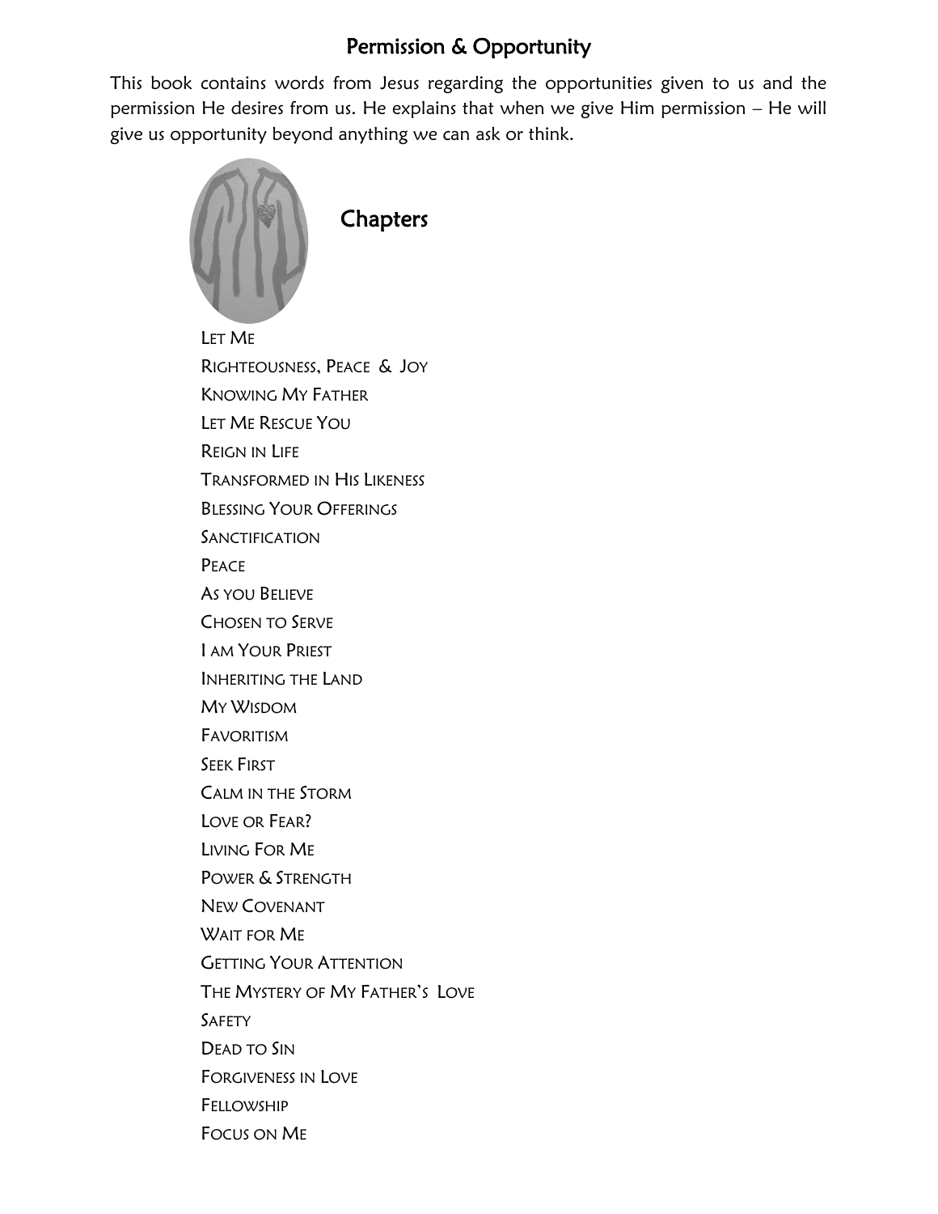# Permission & Opportunity

This book contains words from Jesus regarding the opportunities given to us and the permission He desires from us. He explains that when we give Him permission – He will give us opportunity beyond anything we can ask or think.

## Chapters

- Let Me
- Righteousness, Peace & Joy
- Knowing My Father
- Let Me Rescue You
- Reign in Life
- Transformed in His Likeness
- Blessing Your Offerings
- Sanctification
- Peace
- As you Believe
- Chosen to Serve
- I am Your Priest
- Inheriting the Land
- My Wisdom
- Favoritism
- Seek First
- Calm in the Storm
- Love or Fear?
- Living For Me
- Power & Strength
- New Covenant
- Wait for Me
- Getting Your Attention
- The Mystery of My Father's Love
- Safety
- Dead to Sin
- Forgiveness in Love
- Fellowship
- Focus on Me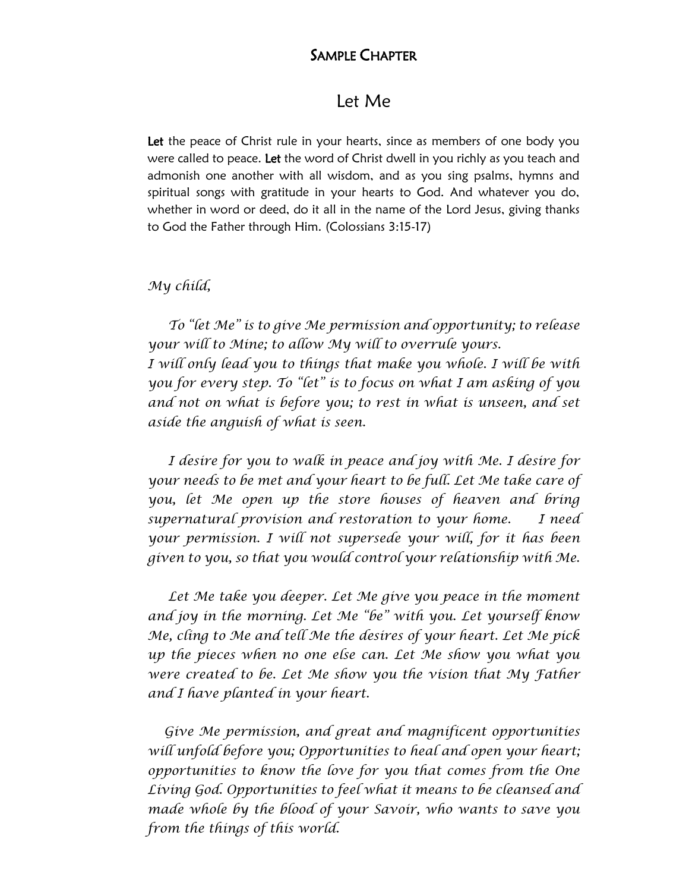SAMPLE CHAPTER

# Let Me

**Let** the peace of Christ rule in your hearts, since as members of one body you were called to peace. **Let** the word of Christ dwell in you richly as you teach and admonish one another with all wisdom, and as you sing psalms, hymns and spiritual songs with gratitude in your hearts to God. And whatever you do, whether in word or deed, do it all in the name of the Lord Jesus, giving thanks to God the Father through Him. (Colossians 3:15-17)

*My child,*

*To "let Me" is to give Me permission and opportunity; to release your will to Mine; to allow My will to overrule yours.*
*I will only lead you to things that make you whole. I will be with you for every step. To "let" is to focus on what I am asking of you and not on what is before you; to rest in what is unseen, and set aside the anguish of what is seen.*

*I desire for you to walk in peace and joy with Me. I desire for your needs to be met and your heart to be full. Let Me take care of you, let Me open up the store houses of heaven and bring supernatural provision and restoration to your home. I need your permission. I will not supersede your will, for it has been given to you, so that you would control your relationship with Me.*

*Let Me take you deeper. Let Me give you peace in the moment and joy in the morning. Let Me "be" with you. Let yourself know Me, cling to Me and tell Me the desires of your heart. Let Me pick up the pieces when no one else can. Let Me show you what you were created to be. Let Me show you the vision that My Father and I have planted in your heart.*

*Give Me permission, and great and magnificent opportunities will unfold before you; Opportunities to heal and open your heart; opportunities to know the love for you that comes from the One Living God. Opportunities to feel what it means to be cleansed and made whole by the blood of your Savoir, who wants to save you from the things of this world.*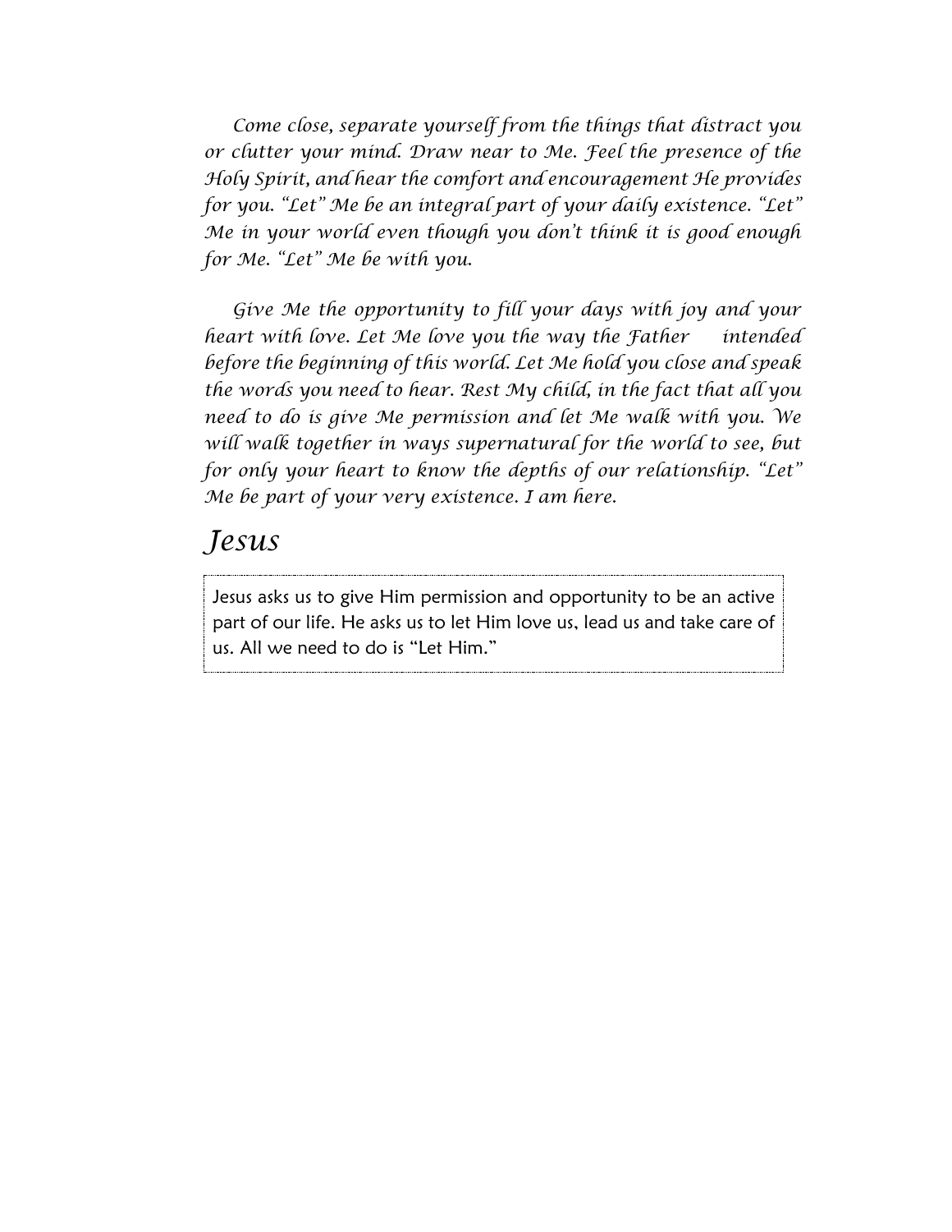*Come close, separate yourself from the things that distract you or clutter your mind. Draw near to Me. Feel the presence of the Holy Spirit, and hear the comfort and encouragement He provides for you. "Let" Me be an integral part of your daily existence. "Let" Me in your world even though you don't think it is good enough for Me. "Let" Me be with you.*

*Give Me the opportunity to fill your days with joy and your heart with love. Let Me love you the way the Father intended before the beginning of this world. Let Me hold you close and speak the words you need to hear. Rest My child, in the fact that all you need to do is give Me permission and let Me walk with you. We will walk together in ways supernatural for the world to see, but for only your heart to know the depths of our relationship. "Let" Me be part of your very existence. I am here.*

*Jesus*

Jesus asks us to give Him permission and opportunity to be an active part of our life. He asks us to let Him love us, lead us and take care of us. All we need to do is "Let Him."